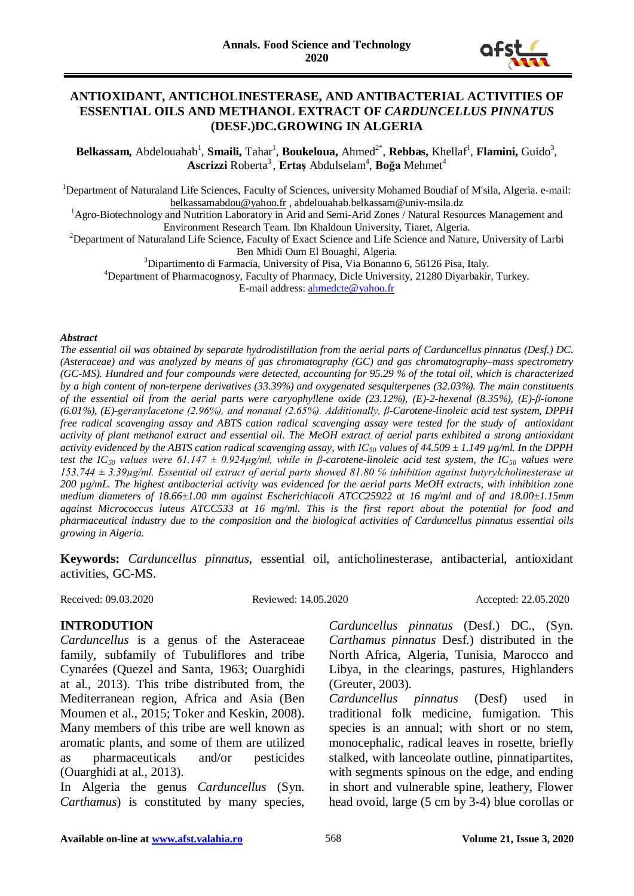# ANTIOXIDANT, ANTICHOLINESTERASE, AND ANTIBACTERIAL ACTIVITIES OF ESSENTIAL OILS AND METHANOL EXTRACT OF *CARDUNCELLUS PINNATUS* (DESF.)DC.GROWING IN ALGERIA

**Belkassam,** Abdelouahab[1], **Smaili,** Tahar[1], **Boukeloua,** Ahmed[2*], **Rebbas,** Khellaf[1], **Flamini,** Guido[3], **Ascrizzi** Roberta[3], **Ertaş** Abdulselam[4], **Boğa** Mehmet[4]

[1]Department of Naturaland Life Sciences, Faculty of Sciences, university Mohamed Boudiaf of M'sila, Algeria. e-mail: belkassamabdou@yahoo.fr , abdelouahab.belkassam@univ-msila.dz

[1]Agro-Biotechnology and Nutrition Laboratory in Arid and Semi-Arid Zones / Natural Resources Management and Environment Research Team. Ibn Khaldoun University, Tiaret, Algeria.

[2]Department of Naturaland Life Science, Faculty of Exact Science and Life Science and Nature, University of Larbi Ben Mhidi Oum El Bouaghi, Algeria.

[3]Dipartimento di Farmacia, University of Pisa, Via Bonanno 6, 56126 Pisa, Italy.

[4]Department of Pharmacognosy, Faculty of Pharmacy, Dicle University, 21280 Diyarbakir, Turkey.

E-mail address: ahmedcte@yahoo.fr

### *Abstract*

*The essential oil was obtained by separate hydrodistillation from the aerial parts of Carduncellus pinnatus (Desf.) DC. (Asteraceae) and was analyzed by means of gas chromatography (GC) and gas chromatography–mass spectrometry (GC-MS). Hundred and four compounds were detected, accounting for 95.29 % of the total oil, which is characterized by a high content of non-terpene derivatives (33.39%) and oxygenated sesquiterpenes (32.03%). The main constituents of the essential oil from the aerial parts were caryophyllene oxide (23.12%), (E)-2-hexenal (8.35%), (E)-β-ionone (6.01%), (E)-geranylacetone (2.96%), and nonanal (2.65%). Additionally, β-Carotene-linoleic acid test system, DPPH free radical scavenging assay and ABTS cation radical scavenging assay were tested for the study of antioxidant activity of plant methanol extract and essential oil. The MeOH extract of aerial parts exhibited a strong antioxidant activity evidenced by the ABTS cation radical scavenging assay, with $IC_{50}$ values of 44.509 ± 1.149 µg/ml. In the DPPH test the $IC_{50}$ values were 61.147 ± 0.924µg/ml, while in β-carotene-linoleic acid test system, the $IC_{50}$ values were 153.744 ± 3.39µg/ml. Essential oil extract of aerial parts showed 81.80 % inhibition against butyrylcholinesterase at 200 µg/mL. The highest antibacterial activity was evidenced for the aerial parts MeOH extracts, with inhibition zone medium diameters of 18.66±1.00 mm against Escherichiacoli ATCC25922 at 16 mg/ml and of and 18.00±1.15mm against Micrococcus luteus ATCC533 at 16 mg/ml. This is the first report about the potential for food and pharmaceutical industry due to the composition and the biological activities of Carduncellus pinnatus essential oils growing in Algeria.*

**Keywords:** *Carduncellus pinnatus*, essential oil, anticholinesterase, antibacterial, antioxidant activities, GC-MS.

Received: 09.03.2020 Reviewed: 14.05.2020 Accepted: 22.05.2020

## INTRODUCTION

*Carduncellus* is a genus of the Asteraceae family, subfamily of Tubuliflores and tribe Cynarées (Quezel and Santa, 1963; Ouarghidi at al., 2013). This tribe distributed from, the Mediterranean region, Africa and Asia (Ben Moumen et al., 2015; Toker and Keskin, 2008). Many members of this tribe are well known as aromatic plants, and some of them are utilized as pharmaceuticals and/or pesticides (Ouarghidi at al., 2013).

In Algeria the genus *Carduncellus* (Syn. *Carthamus*) is constituted by many species, *Carduncellus pinnatus* (Desf.) DC., (Syn. *Carthamus pinnatus* Desf.) distributed in the North Africa, Algeria, Tunisia, Marocco and Libya, in the clearings, pastures, Highlanders (Greuter, 2003).

*Carduncellus pinnatus* (Desf) used in traditional folk medicine, fumigation. This species is an annual; with short or no stem, monocephalic, radical leaves in rosette, briefly stalked, with lanceolate outline, pinnatipartites, with segments spinous on the edge, and ending in short and vulnerable spine, leathery, Flower head ovoid, large (5 cm by 3-4) blue corollas or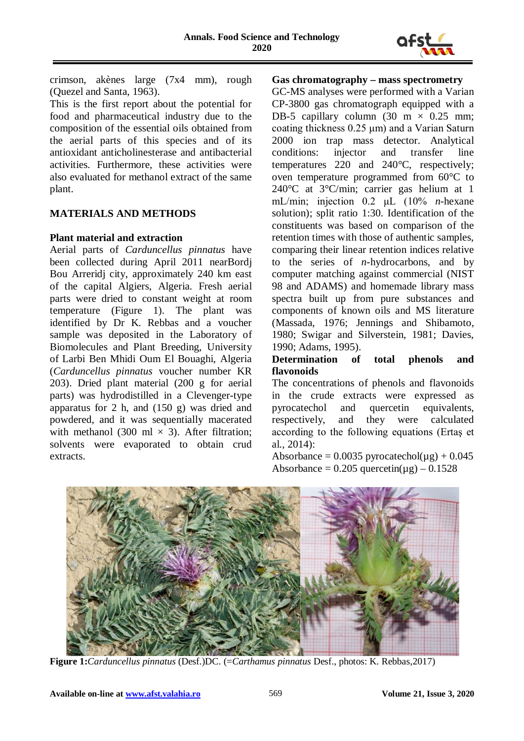crimson, akènes large (7x4 mm), rough (Quezel and Santa, 1963).

This is the first report about the potential for food and pharmaceutical industry due to the composition of the essential oils obtained from the aerial parts of this species and of its antioxidant anticholinesterase and antibacterial activities. Furthermore, these activities were also evaluated for methanol extract of the same plant.

## MATERIALS AND METHODS

### Plant material and extraction

Aerial parts of *Carduncellus pinnatus* have been collected during April 2011 nearBordj Bou Arreridj city, approximately 240 km east of the capital Algiers, Algeria. Fresh aerial parts were dried to constant weight at room temperature (Figure 1). The plant was identified by Dr K. Rebbas and a voucher sample was deposited in the Laboratory of Biomolecules and Plant Breeding, University of Larbi Ben Mhidi Oum El Bouaghi, Algeria (*Carduncellus pinnatus* voucher number KR 203). Dried plant material (200 g for aerial parts) was hydrodistilled in a Clevenger-type apparatus for 2 h, and (150 g) was dried and powdered, and it was sequentially macerated with methanol (300 ml × 3). After filtration; solvents were evaporated to obtain crud extracts.

### Gas chromatography – mass spectrometry

GC-MS analyses were performed with a Varian CP-3800 gas chromatograph equipped with a DB-5 capillary column (30 m × 0.25 mm; coating thickness 0.25 μm) and a Varian Saturn 2000 ion trap mass detector. Analytical conditions: injector and transfer line temperatures 220 and 240°C, respectively; oven temperature programmed from 60°C to 240°C at 3°C/min; carrier gas helium at 1 mL/min; injection 0.2 μL (10% *n*-hexane solution); split ratio 1:30. Identification of the constituents was based on comparison of the retention times with those of authentic samples, comparing their linear retention indices relative to the series of *n*-hydrocarbons, and by computer matching against commercial (NIST 98 and ADAMS) and homemade library mass spectra built up from pure substances and components of known oils and MS literature (Massada, 1976; Jennings and Shibamoto, 1980; Swigar and Silverstein, 1981; Davies, 1990; Adams, 1995).

### Determination of total phenols and flavonoids

The concentrations of phenols and flavonoids in the crude extracts were expressed as pyrocatechol and quercetin equivalents, respectively, and they were calculated according to the following equations (Ertaş et al., 2014):

$$\text{Absorbance} = 0.0035\ \text{pyrocatechol}(\mu g) + 0.045$$

$$\text{Absorbance} = 0.205\ \text{quercetin}(\mu g) - 0.1528$$

**Figure 1:** *Carduncellus pinnatus* (Desf.)DC. (=*Carthamus pinnatus* Desf., photos: K. Rebbas,2017)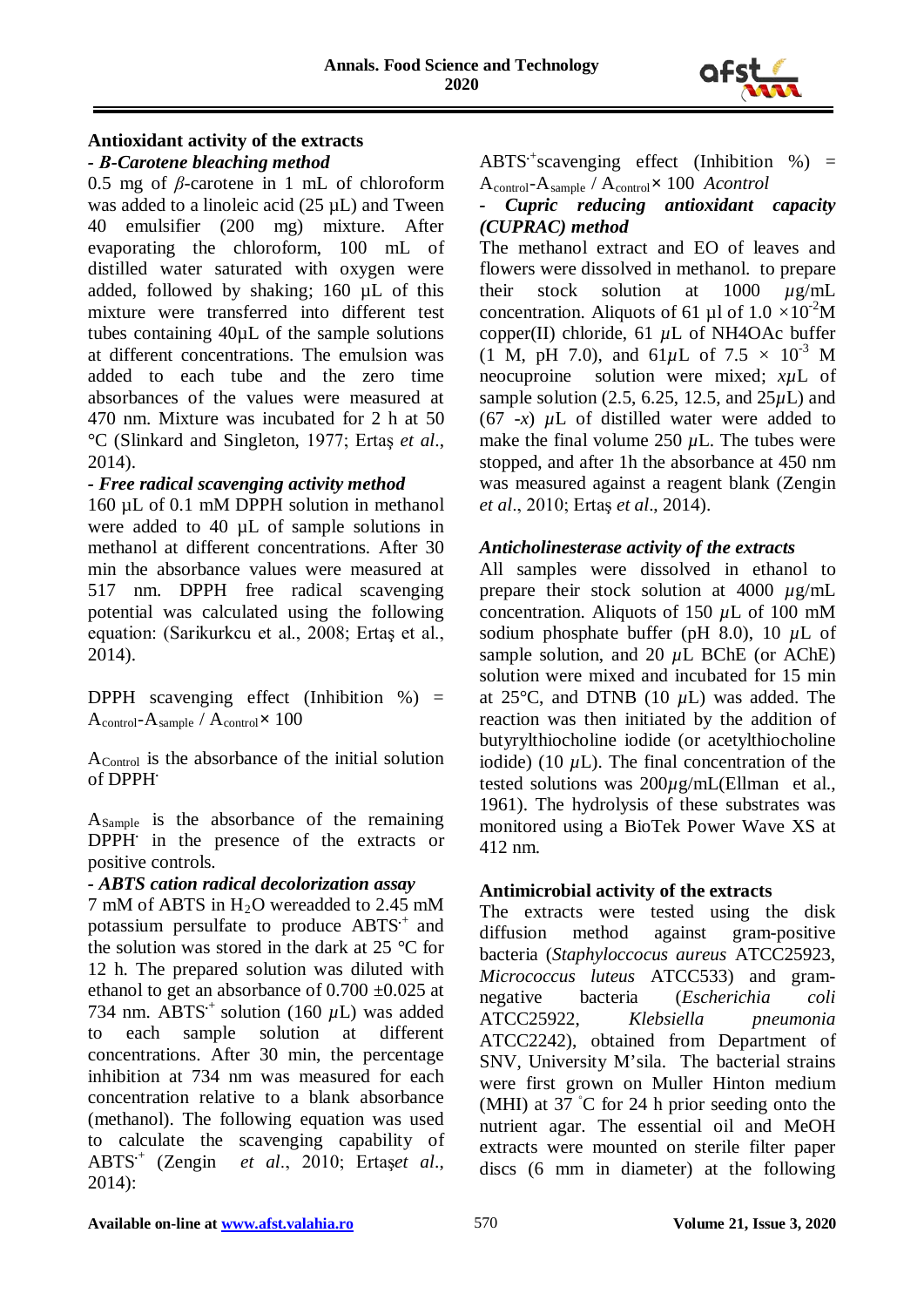## Antioxidant activity of the extracts

### - *B-Carotene bleaching method*

0.5 mg of *β*-carotene in 1 mL of chloroform was added to a linoleic acid (25 µL) and Tween 40 emulsifier (200 mg) mixture. After evaporating the chloroform, 100 mL of distilled water saturated with oxygen were added, followed by shaking; 160 µL of this mixture were transferred into different test tubes containing 40µL of the sample solutions at different concentrations. The emulsion was added to each tube and the zero time absorbances of the values were measured at 470 nm. Mixture was incubated for 2 h at 50 °C (Slinkard and Singleton, 1977; Ertaş *et al*., 2014).

### - *Free radical scavenging activity method*

160 µL of 0.1 mM DPPH solution in methanol were added to 40 µL of sample solutions in methanol at different concentrations. After 30 min the absorbance values were measured at 517 nm. DPPH free radical scavenging potential was calculated using the following equation: (Sarikurkcu et al., 2008; Ertaş et al., 2014).

DPPH scavenging effect (Inhibition %) = $A_{control}$-$A_{sample}$ / $A_{control}$× 100

$A_{Control}$ is the absorbance of the initial solution of DPPH$^{\cdot}$

$A_{Sample}$ is the absorbance of the remaining DPPH$^{\cdot}$ in the presence of the extracts or positive controls.

### - *ABTS cation radical decolorization assay*

7 mM of ABTS in $H_2O$ wereadded to 2.45 mM potassium persulfate to produce ABTS$^{\cdot+}$ and the solution was stored in the dark at 25 °C for 12 h. The prepared solution was diluted with ethanol to get an absorbance of 0.700 ±0.025 at 734 nm. ABTS$^{\cdot+}$ solution (160 *µ*L) was added to each sample solution at different concentrations. After 30 min, the percentage inhibition at 734 nm was measured for each concentration relative to a blank absorbance (methanol). The following equation was used to calculate the scavenging capability of ABTS$^{\cdot+}$ (Zengin *et al*., 2010; Ertaş*et al*., 2014):

ABTS$^{\cdot+}$scavenging effect (Inhibition %) = $A_{control}$-$A_{sample}$ / $A_{control}$× 100 *Acontrol*

### - *Cupric reducing antioxidant capacity (CUPRAC) method*

The methanol extract and EO of leaves and flowers were dissolved in methanol. to prepare their stock solution at 1000 *µ*g/mL concentration. Aliquots of 61 µl of 1.0 ×$10^{-2}$M copper(II) chloride, 61 *µ*L of NH4OAc buffer (1 M, pH 7.0), and 61*µ*L of 7.5 × $10^{-3}$ M neocuproine solution were mixed; *xµ*L of sample solution (2.5, 6.25, 12.5, and 25*µ*L) and (67 -*x*) *µ*L of distilled water were added to make the final volume 250 *µ*L. The tubes were stopped, and after 1h the absorbance at 450 nm was measured against a reagent blank (Zengin *et al*., 2010; Ertaş *et al*., 2014).

## *Anticholinesterase activity of the extracts*

All samples were dissolved in ethanol to prepare their stock solution at 4000 *µ*g/mL concentration. Aliquots of 150 *µ*L of 100 mM sodium phosphate buffer (pH 8.0), 10 *µ*L of sample solution, and 20 *µ*L BChE (or AChE) solution were mixed and incubated for 15 min at 25°C, and DTNB (10 *µ*L) was added. The reaction was then initiated by the addition of butyrylthiocholine iodide (or acetylthiocholine iodide) (10 *µ*L). The final concentration of the tested solutions was 200*µ*g/mL(Ellman et al., 1961). The hydrolysis of these substrates was monitored using a BioTek Power Wave XS at 412 nm.

## Antimicrobial activity of the extracts

The extracts were tested using the disk diffusion method against gram-positive bacteria (*Staphyloccocus aureus* ATCC25923, *Micrococcus luteus* ATCC533) and gram-negative bacteria (*Escherichia coli* ATCC25922, *Klebsiella pneumonia* ATCC2242), obtained from Department of SNV, University M'sila. The bacterial strains were first grown on Muller Hinton medium (MHI) at 37 °C for 24 h prior seeding onto the nutrient agar. The essential oil and MeOH extracts were mounted on sterile filter paper discs (6 mm in diameter) at the following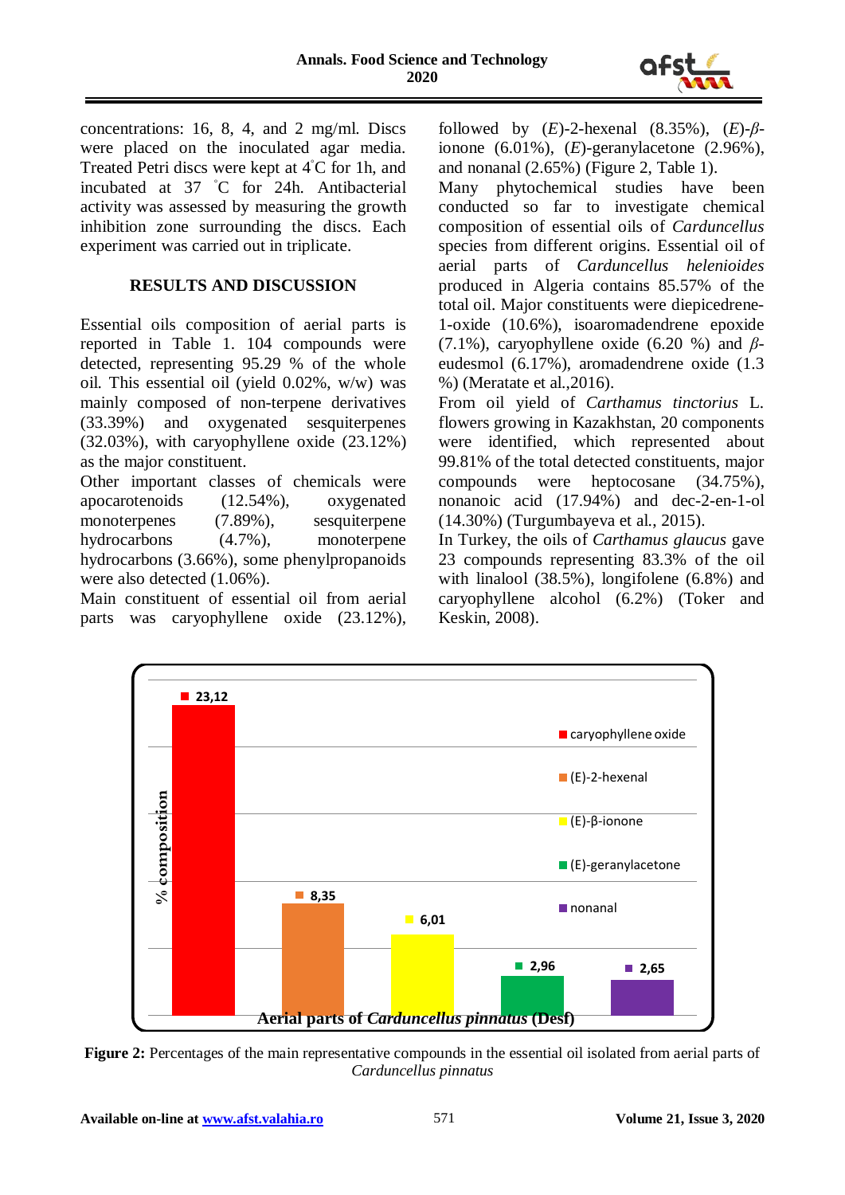concentrations: 16, 8, 4, and 2 mg/ml. Discs were placed on the inoculated agar media. Treated Petri discs were kept at 4°C for 1h, and incubated at 37 °C for 24h. Antibacterial activity was assessed by measuring the growth inhibition zone surrounding the discs. Each experiment was carried out in triplicate.

## RESULTS AND DISCUSSION

Essential oils composition of aerial parts is reported in Table 1. 104 compounds were detected, representing 95.29 % of the whole oil. This essential oil (yield 0.02%, w/w) was mainly composed of non-terpene derivatives (33.39%) and oxygenated sesquiterpenes (32.03%), with caryophyllene oxide (23.12%) as the major constituent.

Other important classes of chemicals were apocarotenoids (12.54%), oxygenated monoterpenes (7.89%), sesquiterpene hydrocarbons (4.7%), monoterpene hydrocarbons (3.66%), some phenylpropanoids were also detected (1.06%).

Main constituent of essential oil from aerial parts was caryophyllene oxide (23.12%), followed by (*E*)-2-hexenal (8.35%), (*E*)-*β*-ionone (6.01%), (*E*)-geranylacetone (2.96%), and nonanal (2.65%) (Figure 2, Table 1).

Many phytochemical studies have been conducted so far to investigate the chemical composition of essential oils of *Carduncellus* species from different origins. Essential oil of aerial parts of *Carduncellus helenioides* produced in Algeria contains 85.57% of the total oil. Major constituents were diepicedrene-1-oxide (10.6%), isoaromadendrene epoxide (7.1%), caryophyllene oxide (6.20 %) and *β*-eudesmol (6.17%), aromadendrene oxide (1.3 %) (Meratate et al.,2016).

From oil yield of *Carthamus tinctorius* L. flowers growing in Kazakhstan, 20 components were identified, which represented about 99.81% of the total detected constituents, major compounds were heptocosane (34.75%), nonanoic acid (17.94%) and dec-2-en-1-ol (14.30%) (Turgumbayeva et al., 2015).

In Turkey, the oils of *Carthamus glaucus* gave 23 compounds representing 83.3% of the oil with linalool (38.5%), longifolene (6.8%) and caryophyllene alcohol (6.2%) (Toker and Keskin, 2008).

**Figure 2:** Percentages of the main representative compounds in the essential oil isolated from aerial parts of *Carduncellus pinnatus*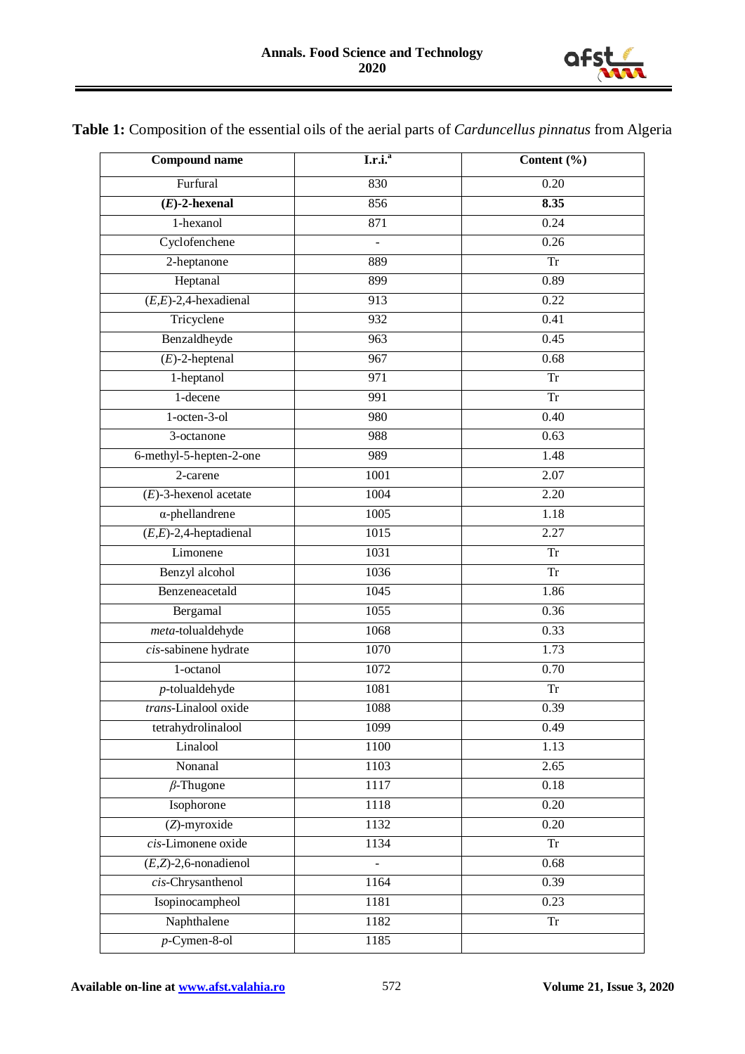**Table 1:** Composition of the essential oils of the aerial parts of *Carduncellus pinnatus* from Algeria

| Compound name | I.r.i.[a] | Content (%) |
|---|---|---|
| Furfural | 830 | 0.20 |
| **(*E*)-2-hexenal** | 856 | **8.35** |
| 1-hexanol | 871 | 0.24 |
| Cyclofenchene | - | 0.26 |
| 2-heptanone | 889 | Tr |
| Heptanal | 899 | 0.89 |
| (*E*,*E*)-2,4-hexadienal | 913 | 0.22 |
| Tricyclene | 932 | 0.41 |
| Benzaldheyde | 963 | 0.45 |
| (*E*)-2-heptenal | 967 | 0.68 |
| 1-heptanol | 971 | Tr |
| 1-decene | 991 | Tr |
| 1-octen-3-ol | 980 | 0.40 |
| 3-octanone | 988 | 0.63 |
| 6-methyl-5-hepten-2-one | 989 | 1.48 |
| 2-carene | 1001 | 2.07 |
| (*E*)-3-hexenol acetate | 1004 | 2.20 |
| α-phellandrene | 1005 | 1.18 |
| (*E*,*E*)-2,4-heptadienal | 1015 | 2.27 |
| Limonene | 1031 | Tr |
| Benzyl alcohol | 1036 | Tr |
| Benzeneacetald | 1045 | 1.86 |
| Bergamal | 1055 | 0.36 |
| *meta*-tolualdehyde | 1068 | 0.33 |
| *cis*-sabinene hydrate | 1070 | 1.73 |
| 1-octanol | 1072 | 0.70 |
| *p*-tolualdehyde | 1081 | Tr |
| *trans*-Linalool oxide | 1088 | 0.39 |
| tetrahydrolinalool | 1099 | 0.49 |
| Linalool | 1100 | 1.13 |
| Nonanal | 1103 | 2.65 |
| *β*-Thugone | 1117 | 0.18 |
| Isophorone | 1118 | 0.20 |
| (*Z*)-myroxide | 1132 | 0.20 |
| *cis*-Limonene oxide | 1134 | Tr |
| (*E*,*Z*)-2,6-nonadienol | - | 0.68 |
| *cis*-Chrysanthenol | 1164 | 0.39 |
| Isopinocampheol | 1181 | 0.23 |
| Naphthalene | 1182 | Tr |
| *p*-Cymen-8-ol | 1185 | |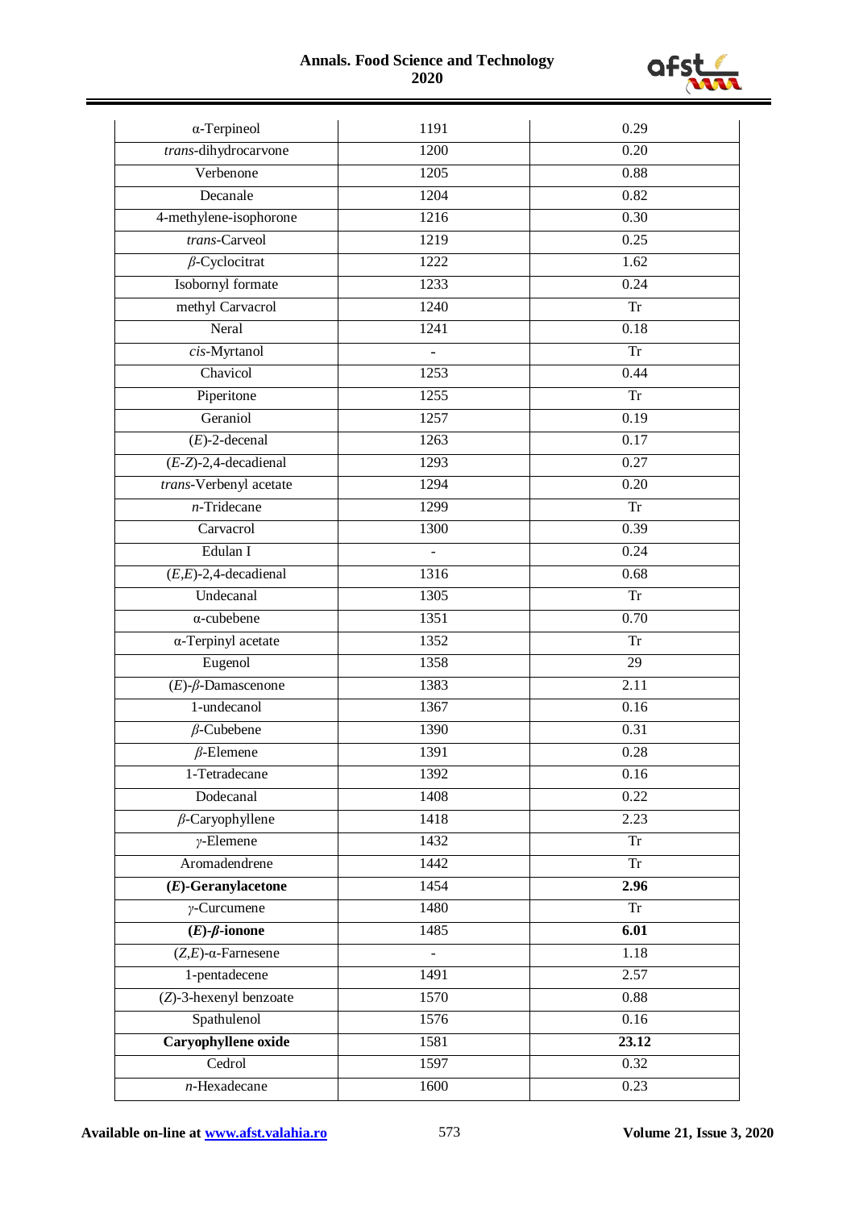| α-Terpineol | 1191 | 0.29 |
|---|---|---|
| *trans*-dihydrocarvone | 1200 | 0.20 |
| Verbenone | 1205 | 0.88 |
| Decanale | 1204 | 0.82 |
| 4-methylene-isophorone | 1216 | 0.30 |
| *trans*-Carveol | 1219 | 0.25 |
| *β*-Cyclocitrat | 1222 | 1.62 |
| Isobornyl formate | 1233 | 0.24 |
| methyl Carvacrol | 1240 | Tr |
| Neral | 1241 | 0.18 |
| *cis*-Myrtanol | - | Tr |
| Chavicol | 1253 | 0.44 |
| Piperitone | 1255 | Tr |
| Geraniol | 1257 | 0.19 |
| (*E*)-2-decenal | 1263 | 0.17 |
| (*E*-*Z*)-2,4-decadienal | 1293 | 0.27 |
| *trans*-Verbenyl acetate | 1294 | 0.20 |
| *n*-Tridecane | 1299 | Tr |
| Carvacrol | 1300 | 0.39 |
| Edulan I | - | 0.24 |
| (*E*,*E*)-2,4-decadienal | 1316 | 0.68 |
| Undecanal | 1305 | Tr |
| α-cubebene | 1351 | 0.70 |
| α-Terpinyl acetate | 1352 | Tr |
| Eugenol | 1358 | 29 |
| (*E*)-*β*-Damascenone | 1383 | 2.11 |
| 1-undecanol | 1367 | 0.16 |
| *β*-Cubebene | 1390 | 0.31 |
| *β*-Elemene | 1391 | 0.28 |
| 1-Tetradecane | 1392 | 0.16 |
| Dodecanal | 1408 | 0.22 |
| *β*-Caryophyllene | 1418 | 2.23 |
| *γ*-Elemene | 1432 | Tr |
| Aromadendrene | 1442 | Tr |
| **(*E*)-Geranylacetone** | 1454 | **2.96** |
| *γ*-Curcumene | 1480 | Tr |
| **(*E*)-*β*-ionone** | 1485 | **6.01** |
| (*Z*,*E*)-α-Farnesene | - | 1.18 |
| 1-pentadecene | 1491 | 2.57 |
| (*Z*)-3-hexenyl benzoate | 1570 | 0.88 |
| Spathulenol | 1576 | 0.16 |
| **Caryophyllene oxide** | 1581 | **23.12** |
| Cedrol | 1597 | 0.32 |
| *n*-Hexadecane | 1600 | 0.23 |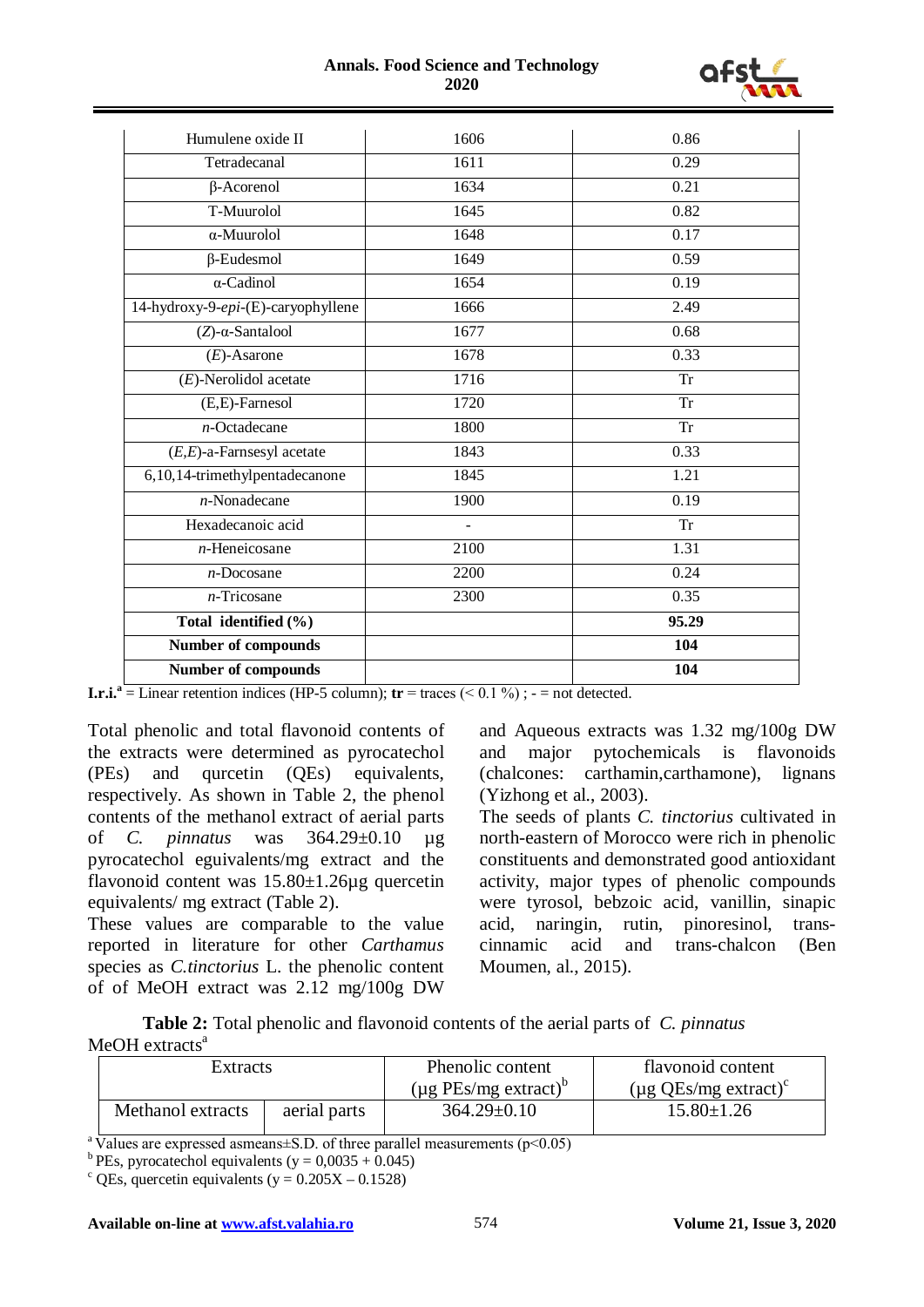| Humulene oxide II | 1606 | 0.86 |
|---|---|---|
| Tetradecanal | 1611 | 0.29 |
| β-Acorenol | 1634 | 0.21 |
| T-Muurolol | 1645 | 0.82 |
| α-Muurolol | 1648 | 0.17 |
| β-Eudesmol | 1649 | 0.59 |
| α-Cadinol | 1654 | 0.19 |
| 14-hydroxy-9-*epi*-(E)-caryophyllene | 1666 | 2.49 |
| (*Z*)-α-Santalool | 1677 | 0.68 |
| (*E*)-Asarone | 1678 | 0.33 |
| (*E*)-Nerolidol acetate | 1716 | Tr |
| (E,E)-Farnesol | 1720 | Tr |
| *n*-Octadecane | 1800 | Tr |
| (*E,E*)-a-Farnsesyl acetate | 1843 | 0.33 |
| 6,10,14-trimethylpentadecanone | 1845 | 1.21 |
| *n*-Nonadecane | 1900 | 0.19 |
| Hexadecanoic acid | - | Tr |
| *n*-Heneicosane | 2100 | 1.31 |
| *n*-Docosane | 2200 | 0.24 |
| *n*-Tricosane | 2300 | 0.35 |
| **Total identified (%)** | | **95.29** |
| **Number of compounds** | | **104** |
| **Number of compounds** | | **104** |

**I.r.i.**[a] = Linear retention indices (HP-5 column); **tr** = traces (< 0.1 %) ; - = not detected.

Total phenolic and total flavonoid contents of the extracts were determined as pyrocatechol (PEs) and qurcetin (QEs) equivalents, respectively. As shown in Table 2, the phenol contents of the methanol extract of aerial parts of *C. pinnatus* was 364.29±0.10 µg pyrocatechol eguivalents/mg extract and the flavonoid content was 15.80±1.26µg quercetin equivalents/ mg extract (Table 2).

These values are comparable to the value reported in literature for other *Carthamus* species as *C.tinctorius* L. the phenolic content of of MeOH extract was 2.12 mg/100g DW and Aqueous extracts was 1.32 mg/100g DW and major pytochemicals is flavonoids (chalcones: carthamin,carthamone), lignans (Yizhong et al., 2003).

The seeds of plants *C. tinctorius* cultivated in north-eastern of Morocco were rich in phenolic constituents and demonstrated good antioxidant activity, major types of phenolic compounds were tyrosol, bebzoic acid, vanillin, sinapic acid, naringin, rutin, pinoresinol, trans-cinnamic acid and trans-chalcon (Ben Moumen, al., 2015).

**Table 2:** Total phenolic and flavonoid contents of the aerial parts of *C. pinnatus* MeOH extracts[a]

| Extracts | | Phenolic content (µg PEs/mg extract)[b] | flavonoid content (µg QEs/mg extract)[c] |
|---|---|---|---|
| Methanol extracts | aerial parts | 364.29±0.10 | 15.80±1.26 |

[a] Values are expressed asmeans±S.D. of three parallel measurements ($p<0.05$)

[b] PEs, pyrocatechol equivalents ($y = 0,0035 + 0.045$)

[c] QEs, quercetin equivalents ($y = 0.205X – 0.1528$)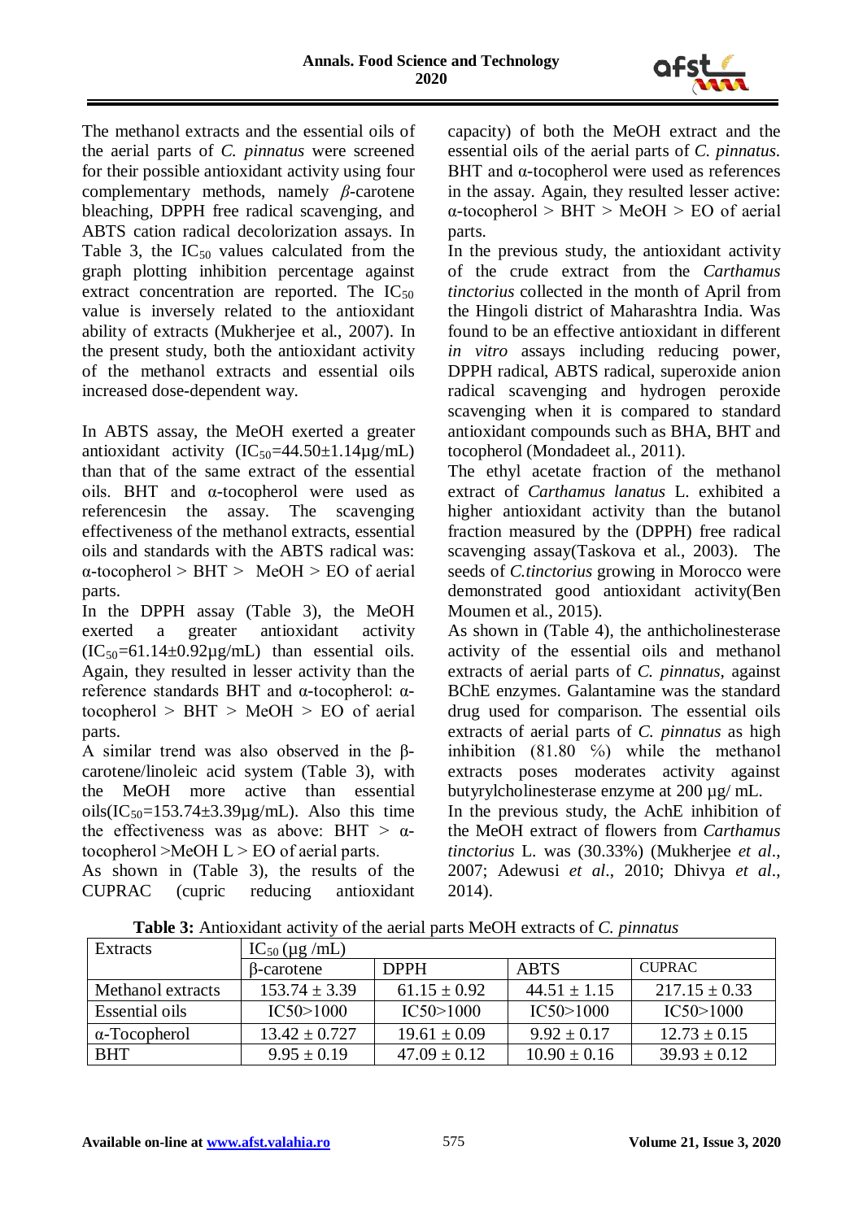The methanol extracts and the essential oils of the aerial parts of *C. pinnatus* were screened for their possible antioxidant activity using four complementary methods, namely *β*-carotene bleaching, DPPH free radical scavenging, and ABTS cation radical decolorization assays. In Table 3, the $IC_{50}$ values calculated from the graph plotting inhibition percentage against extract concentration are reported. The $IC_{50}$ value is inversely related to the antioxidant ability of extracts (Mukherjee et al., 2007). In the present study, both the antioxidant activity of the methanol extracts and essential oils increased dose-dependent way.

In ABTS assay, the MeOH exerted a greater antioxidant activity ($IC_{50}$=44.50±1.14µg/mL) than that of the same extract of the essential oils. BHT and α-tocopherol were used as referencesin the assay. The scavenging effectiveness of the methanol extracts, essential oils and standards with the ABTS radical was: α-tocopherol > BHT > MeOH > EO of aerial parts.

In the DPPH assay (Table 3), the MeOH exerted a greater antioxidant activity ($IC_{50}$=61.14±0.92µg/mL) than essential oils. Again, they resulted in lesser activity than the reference standards BHT and α-tocopherol: α-tocopherol > BHT > MeOH > EO of aerial parts.

A similar trend was also observed in the β-carotene/linoleic acid system (Table 3), with the MeOH more active than essential oils($IC_{50}$=153.74±3.39µg/mL). Also this time the effectiveness was as above: BHT > α-tocopherol >MeOH L > EO of aerial parts.

As shown in (Table 3), the results of the CUPRAC (cupric reducing antioxidant capacity) of both the MeOH extract and the essential oils of the aerial parts of *C. pinnatus.* BHT and α-tocopherol were used as references in the assay. Again, they resulted lesser active: α-tocopherol > BHT > MeOH > EO of aerial parts.

In the previous study, the antioxidant activity of the crude extract from the *Carthamus tinctorius* collected in the month of April from the Hingoli district of Maharashtra India. Was found to be an effective antioxidant in different *in vitro* assays including reducing power, DPPH radical, ABTS radical, superoxide anion radical scavenging and hydrogen peroxide scavenging when it is compared to standard antioxidant compounds such as BHA, BHT and tocopherol (Mondadeet al., 2011).

The ethyl acetate fraction of the methanol extract of *Carthamus lanatus* L. exhibited a higher antioxidant activity than the butanol fraction measured by the (DPPH) free radical scavenging assay(Taskova et al., 2003). The seeds of *C.tinctorius* growing in Morocco were demonstrated good antioxidant activity(Ben Moumen et al., 2015).

As shown in (Table 4), the anthicholinesterase activity of the essential oils and methanol extracts of aerial parts of *C. pinnatus*, against BChE enzymes. Galantamine was the standard drug used for comparison. The essential oils extracts of aerial parts of *C. pinnatus* as high inhibition (81.80 %) while the methanol extracts poses moderates activity against butyrylcholinesterase enzyme at 200 µg/ mL.

In the previous study, the AchE inhibition of the MeOH extract of flowers from *Carthamus tinctorius* L. was (30.33%) (Mukherjee *et al*., 2007; Adewusi *et al*., 2010; Dhivya *et al*., 2014).

**Table 3:** Antioxidant activity of the aerial parts MeOH extracts of *C. pinnatus*

| Extracts | $IC_{50}$ (µg /mL) | | | |
|---|---|---|---|---|
| | β-carotene | DPPH | ABTS | CUPRAC |
| Methanol extracts | 153.74 ± 3.39 | 61.15 ± 0.92 | 44.51 ± 1.15 | 217.15 ± 0.33 |
| Essential oils | IC50>1000 | IC50>1000 | IC50>1000 | IC50>1000 |
| α-Tocopherol | 13.42 ± 0.727 | 19.61 ± 0.09 | 9.92 ± 0.17 | 12.73 ± 0.15 |
| BHT | 9.95 ± 0.19 | 47.09 ± 0.12 | 10.90 ± 0.16 | 39.93 ± 0.12 |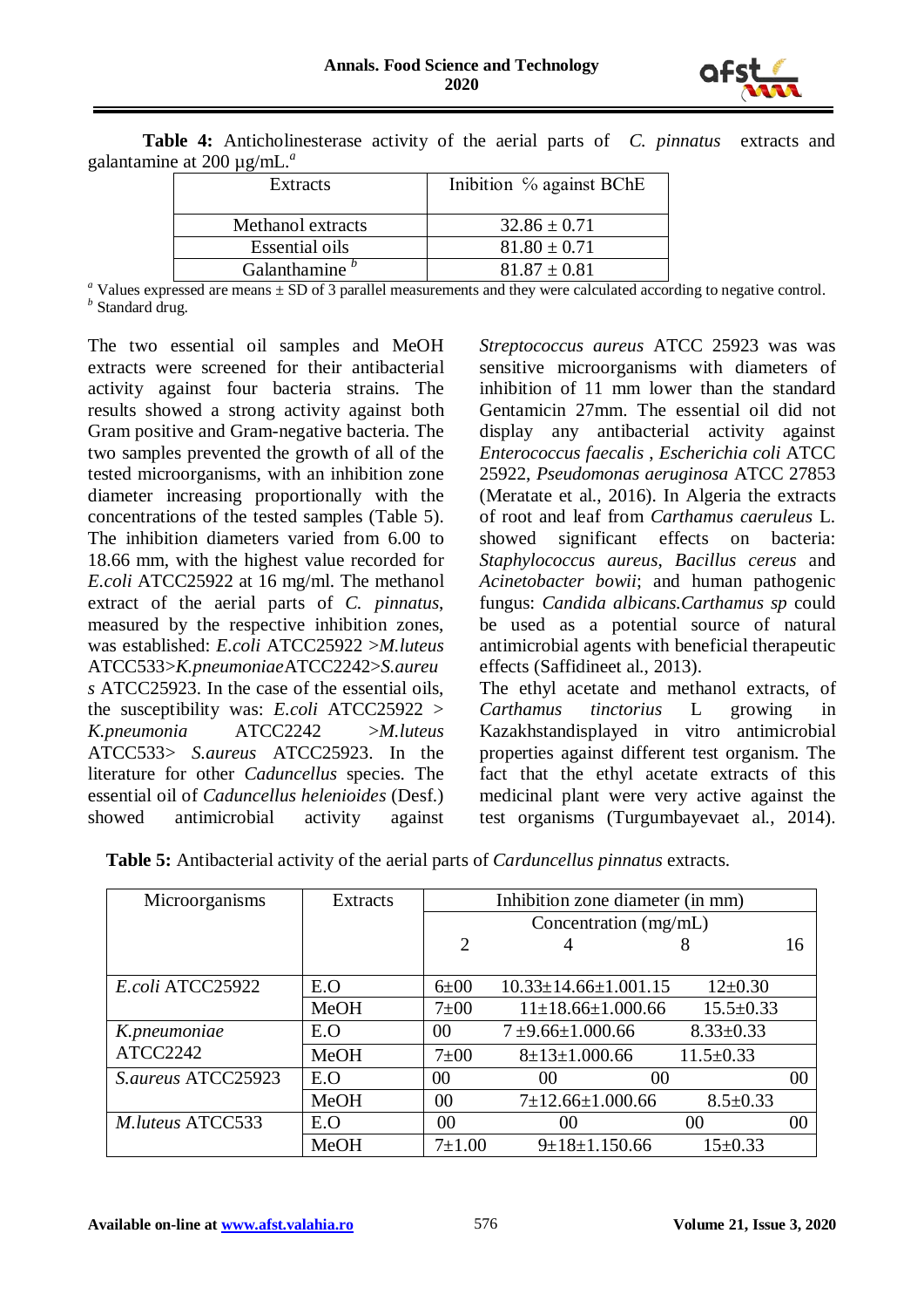**Table 4:** Anticholinesterase activity of the aerial parts of *C. pinnatus* extracts and galantamine at 200 µg/mL.[a]

| Extracts | Inibition % against BChE |
|---|---|
| Methanol extracts | 32.86 ± 0.71 |
| Essential oils | 81.80 ± 0.71 |
| Galanthamine [b] | 81.87 ± 0.81 |

[a] Values expressed are means ± SD of 3 parallel measurements and they were calculated according to negative control.
[b] Standard drug.

The two essential oil samples and MeOH extracts were screened for their antibacterial activity against four bacteria strains. The results showed a strong activity against both Gram positive and Gram-negative bacteria. The two samples prevented the growth of all of the tested microorganisms, with an inhibition zone diameter increasing proportionally with the concentrations of the tested samples (Table 5). The inhibition diameters varied from 6.00 to 18.66 mm, with the highest value recorded for *E.coli* ATCC25922 at 16 mg/ml. The methanol extract of the aerial parts of *C. pinnatus*, measured by the respective inhibition zones, was established: *E.coli* ATCC25922 >*M.luteus* ATCC533>*K.pneumoniae*ATCC2242>*S.aureus* ATCC25923. In the case of the essential oils, the susceptibility was: *E.coli* ATCC25922 > *K.pneumonia* ATCC2242 >*M.luteus* ATCC533> *S.aureus* ATCC25923. In the literature for other *Caduncellus* species. The essential oil of *Caduncellus helenioides* (Desf.) showed antimicrobial activity against *Streptococcus aureus* ATCC 25923 was was sensitive microorganisms with diameters of inhibition of 11 mm lower than the standard Gentamicin 27mm. The essential oil did not display any antibacterial activity against *Enterococcus faecalis* , *Escherichia coli* ATCC 25922, *Pseudomonas aeruginosa* ATCC 27853 (Meratate et al., 2016). In Algeria the extracts of root and leaf from *Carthamus caeruleus* L. showed significant effects on bacteria: *Staphylococcus aureus*, *Bacillus cereus* and *Acinetobacter bowii*; and human pathogenic fungus: *Candida albicans.Carthamus sp* could be used as a potential source of natural antimicrobial agents with beneficial therapeutic effects (Saffidineet al., 2013).

The ethyl acetate and methanol extracts, of *Carthamus tinctorius* L growing in Kazakhstandisplayed in vitro antimicrobial properties against different test organism. The fact that the ethyl acetate extracts of this medicinal plant were very active against the test organisms (Turgumbayevaet al., 2014).

**Table 5:** Antibacterial activity of the aerial parts of *Carduncellus pinnatus* extracts.

| Microorganisms | Extracts | Inhibition zone diameter (in mm) | | | |
|---|---|---|---|---|---|
| | | Concentration (mg/mL) | | | |
| | | 2 | 4 | 8 | 16 |
| *E.coli* ATCC25922 | E.O | 6±00 | 10.33±14.66±1.001.15 | 12±0.30 | |
| | MeOH | 7±00 | 11±18.66±1.000.66 | 15.5±0.33 | |
| *K.pneumoniae* ATCC2242 | E.O | 00 | 7 ±9.66±1.000.66 | 8.33±0.33 | |
| | MeOH | 7±00 | 8±13±1.000.66 | 11.5±0.33 | |
| *S.aureus* ATCC25923 | E.O | 00 | 00 | 00 | 00 |
| | MeOH | 00 | 7±12.66±1.000.66 | 8.5±0.33 | |
| *M.luteus* ATCC533 | E.O | 00 | 00 | 00 | 00 |
| | MeOH | 7±1.00 | 9±18±1.150.66 | 15±0.33 | |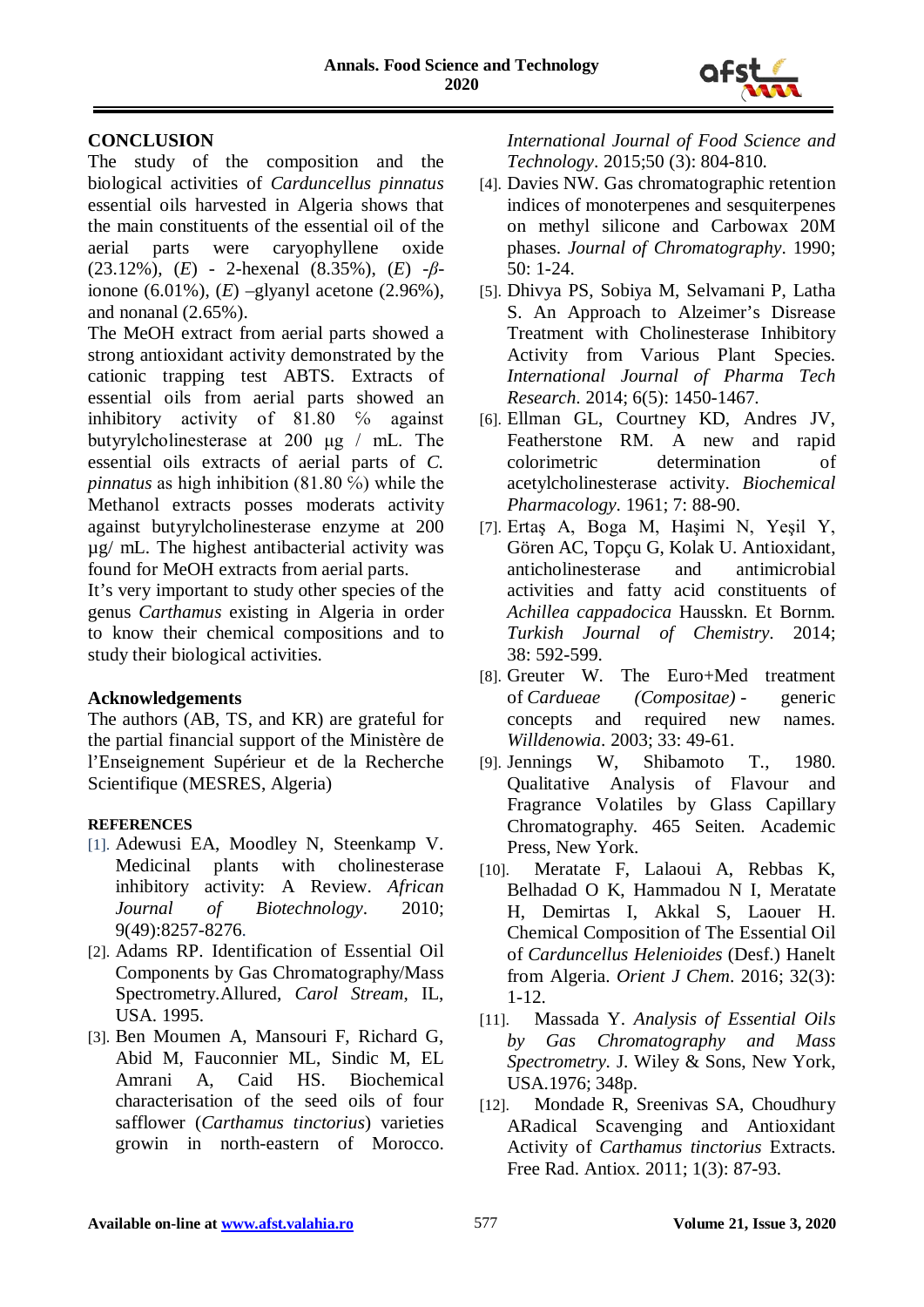## CONCLUSION

The study of the composition and the biological activities of *Carduncellus pinnatus* essential oils harvested in Algeria shows that the main constituents of the essential oil of the aerial parts were caryophyllene oxide (23.12%), (*E*) - 2-hexenal (8.35%), (*E*) -*β*-ionone (6.01%), (*E*) –glyanyl acetone (2.96%), and nonanal (2.65%).

The MeOH extract from aerial parts showed a strong antioxidant activity demonstrated by the cationic trapping test ABTS. Extracts of essential oils from aerial parts showed an inhibitory activity of 81.80 % against butyrylcholinesterase at 200 µg / mL. The essential oils extracts of aerial parts of *C. pinnatus* as high inhibition (81.80 %) while the Methanol extracts posses moderats activity against butyrylcholinesterase enzyme at 200 µg/ mL. The highest antibacterial activity was found for MeOH extracts from aerial parts.

It's very important to study other species of the genus *Carthamus* existing in Algeria in order to know their chemical compositions and to study their biological activities.

### Acknowledgements

The authors (AB, TS, and KR) are grateful for the partial financial support of the Ministère de l'Enseignement Supérieur et de la Recherche Scientifique (MESRES, Algeria)

### REFERENCES

[1]. Adewusi EA, Moodley N, Steenkamp V. Medicinal plants with cholinesterase inhibitory activity: A Review. *African Journal of Biotechnology*. 2010; 9(49):8257-8276.

[2]. Adams RP. Identification of Essential Oil Components by Gas Chromatography/Mass Spectrometry.Allured, *Carol Stream*, IL, USA. 1995.

[3]. Ben Moumen A, Mansouri F, Richard G, Abid M, Fauconnier ML, Sindic M, EL Amrani A, Caid HS. Biochemical characterisation of the seed oils of four safflower (*Carthamus tinctorius*) varieties growin in north-eastern of Morocco. *International Journal of Food Science and Technology*. 2015;50 (3): 804-810.

[4]. Davies NW. Gas chromatographic retention indices of monoterpenes and sesquiterpenes on methyl silicone and Carbowax 20M phases. *Journal of Chromatography*. 1990; 50: 1-24.

[5]. Dhivya PS, Sobiya M, Selvamani P, Latha S. An Approach to Alzeimer's Disrease Treatment with Cholinesterase Inhibitory Activity from Various Plant Species. *International Journal of Pharma Tech Research*. 2014; 6(5): 1450-1467.

[6]. Ellman GL, Courtney KD, Andres JV, Featherstone RM. A new and rapid colorimetric determination of acetylcholinesterase activity. *Biochemical Pharmacology*. 1961; 7: 88-90.

[7]. Ertaş A, Boga M, Haşimi N, Yeşil Y, Gören AC, Topçu G, Kolak U. Antioxidant, anticholinesterase and antimicrobial activities and fatty acid constituents of *Achillea cappadocica* Hausskn. Et Bornm. *Turkish Journal of Chemistry*. 2014; 38: 592-599.

[8]. Greuter W. The Euro+Med treatment of *Cardueae (Compositae)* - generic concepts and required new names. *Willdenowia*. 2003; 33: 49-61.

[9]. Jennings W, Shibamoto T., 1980. Qualitative Analysis of Flavour and Fragrance Volatiles by Glass Capillary Chromatography. 465 Seiten. Academic Press, New York.

[10]. Meratate F, Lalaoui A, Rebbas K, Belhadad O K, Hammadou N I, Meratate H, Demirtas I, Akkal S, Laouer H. Chemical Composition of The Essential Oil of *Carduncellus Helenioides* (Desf.) Hanelt from Algeria. *Orient J Chem*. 2016; 32(3): 1-12.

[11]. Massada Y. *Analysis of Essential Oils by Gas Chromatography and Mass Spectrometry*. J. Wiley & Sons, New York, USA.1976; 348p.

[12]. Mondade R, Sreenivas SA, Choudhury ARadical Scavenging and Antioxidant Activity of *Carthamus tinctorius* Extracts. Free Rad. Antiox. 2011; 1(3): 87-93.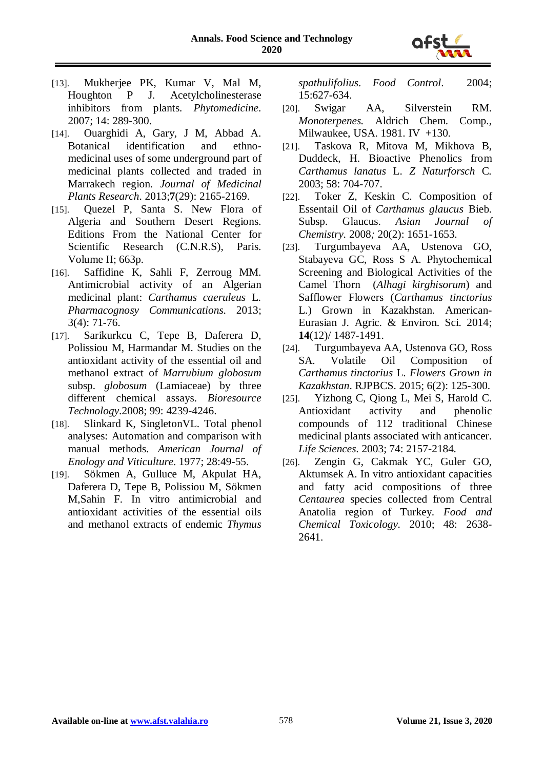[13]. Mukherjee PK, Kumar V, Mal M, Houghton P J. Acetylcholinesterase inhibitors from plants. *Phytomedicine*. 2007; 14: 289-300.

[14]. Ouarghidi A, Gary, J M, Abbad A. Botanical identification and ethno-medicinal uses of some underground part of medicinal plants collected and traded in Marrakech region. *Journal of Medicinal Plants Research*. 2013;**7**(29): 2165-2169.

[15]. Quezel P, Santa S. New Flora of Algeria and Southern Desert Regions. Editions From the National Center for Scientific Research (C.N.R.S), Paris. Volume II; 663p.

[16]. Saffidine K, Sahli F, Zerroug MM. Antimicrobial activity of an Algerian medicinal plant: *Carthamus caeruleus* L. *Pharmacognosy Communications*. 2013; 3(4): 71-76.

[17]. Sarikurkcu C, Tepe B, Daferera D, Polissiou M, Harmandar M. Studies on the antioxidant activity of the essential oil and methanol extract of *Marrubium globosum* subsp. *globosum* (Lamiaceae) by three different chemical assays. *Bioresource Technology*.2008; 99: 4239-4246.

[18]. Slinkard K, SingletonVL. Total phenol analyses: Automation and comparison with manual methods. *American Journal of Enology and Viticulture*. 1977; 28:49-55.

[19]. Sökmen A, Gulluce M, Akpulat HA, Daferera D, Tepe B, Polissiou M, Sökmen M,Sahin F. In vitro antimicrobial and antioxidant activities of the essential oils and methanol extracts of endemic *Thymus spathulifolius*. *Food Control*. 2004; 15:627-634.

[20]. Swigar AA, Silverstein RM. *Monoterpenes.* Aldrich Chem. Comp., Milwaukee, USA. 1981. IV +130.

[21]. Taskova R, Mitova M, Mikhova B, Duddeck, H. Bioactive Phenolics from *Carthamus lanatus* L. *Z Naturforsch* C. 2003; 58: 704-707.

[22]. Toker Z, Keskin C. Composition of Essentail Oil of *Carthamus glaucus* Bieb. Subsp. Glaucus. *Asian Journal of Chemistry*. 2008*;* 20(2): 1651-1653.

[23]. Turgumbayeva AA, Ustenova GO, Stabayeva GC, Ross S A. Phytochemical Screening and Biological Activities of the Camel Thorn (*Alhagi kirghisorum*) and Safflower Flowers (*Carthamus tinctorius* L.) Grown in Kazakhstan. American-Eurasian J. Agric. & Environ. Sci. 2014; **14**(12)/ 1487-1491.

[24]. Turgumbayeva AA, Ustenova GO, Ross SA. Volatile Oil Composition of *Carthamus tinctorius* L. *Flowers Grown in Kazakhstan*. RJPBCS. 2015; 6(2): 125-300.

[25]. Yizhong C, Qiong L, Mei S, Harold C. Antioxidant activity and phenolic compounds of 112 traditional Chinese medicinal plants associated with anticancer. *Life Sciences*. 2003; 74: 2157-2184.

[26]. Zengin G, Cakmak YC, Guler GO, Aktumsek A. In vitro antioxidant capacities and fatty acid compositions of three *Centaurea* species collected from Central Anatolia region of Turkey. *Food and Chemical Toxicology*. 2010; 48: 2638-2641.